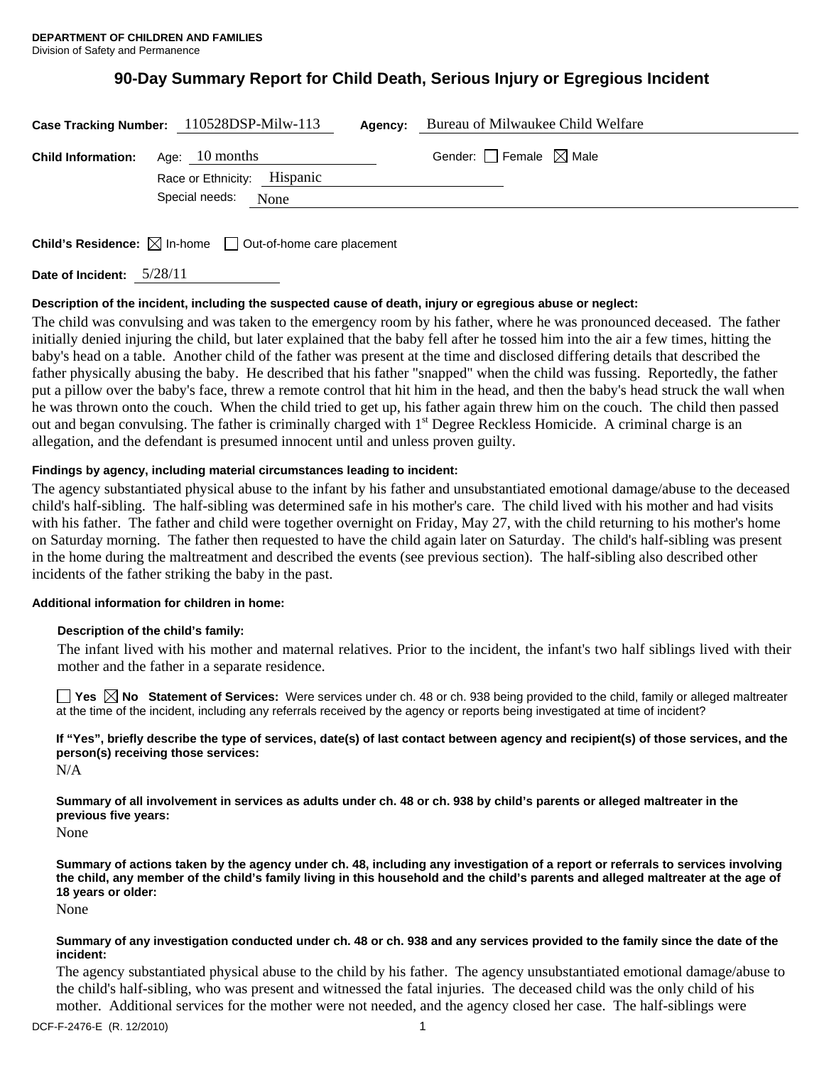**DEPARTMENT OF CHILDREN AND FAMILIES**
Division of Safety and Permanence

# 90-Day Summary Report for Child Death, Serious Injury or Egregious Incident

**Case Tracking Number:** 110528DSP-Milw-113 **Agency:** Bureau of Milwaukee Child Welfare

**Child Information:** Age: 10 months Gender: ☐ Female ☒ Male

Race or Ethnicity: Hispanic

Special needs: None

**Child's Residence:** ☒ In-home ☐ Out-of-home care placement

**Date of Incident:** 5/28/11

**Description of the incident, including the suspected cause of death, injury or egregious abuse or neglect:**

The child was convulsing and was taken to the emergency room by his father, where he was pronounced deceased. The father initially denied injuring the child, but later explained that the baby fell after he tossed him into the air a few times, hitting the baby's head on a table. Another child of the father was present at the time and disclosed differing details that described the father physically abusing the baby. He described that his father "snapped" when the child was fussing. Reportedly, the father put a pillow over the baby's face, threw a remote control that hit him in the head, and then the baby's head struck the wall when he was thrown onto the couch. When the child tried to get up, his father again threw him on the couch. The child then passed out and began convulsing. The father is criminally charged with 1st Degree Reckless Homicide. A criminal charge is an allegation, and the defendant is presumed innocent until and unless proven guilty.

**Findings by agency, including material circumstances leading to incident:**

The agency substantiated physical abuse to the infant by his father and unsubstantiated emotional damage/abuse to the deceased child's half-sibling. The half-sibling was determined safe in his mother's care. The child lived with his mother and had visits with his father. The father and child were together overnight on Friday, May 27, with the child returning to his mother's home on Saturday morning. The father then requested to have the child again later on Saturday. The child's half-sibling was present in the home during the maltreatment and described the events (see previous section). The half-sibling also described other incidents of the father striking the baby in the past.

**Additional information for children in home:**

**Description of the child's family:**

The infant lived with his mother and maternal relatives. Prior to the incident, the infant's two half siblings lived with their mother and the father in a separate residence.

☐ **Yes** ☒ **No** **Statement of Services:** Were services under ch. 48 or ch. 938 being provided to the child, family or alleged maltreater at the time of the incident, including any referrals received by the agency or reports being investigated at time of incident?

**If "Yes", briefly describe the type of services, date(s) of last contact between agency and recipient(s) of those services, and the person(s) receiving those services:**

N/A

**Summary of all involvement in services as adults under ch. 48 or ch. 938 by child's parents or alleged maltreater in the previous five years:**

None

**Summary of actions taken by the agency under ch. 48, including any investigation of a report or referrals to services involving the child, any member of the child's family living in this household and the child's parents and alleged maltreater at the age of 18 years or older:**

None

**Summary of any investigation conducted under ch. 48 or ch. 938 and any services provided to the family since the date of the incident:**

The agency substantiated physical abuse to the child by his father. The agency unsubstantiated emotional damage/abuse to the child's half-sibling, who was present and witnessed the fatal injuries. The deceased child was the only child of his mother. Additional services for the mother were not needed, and the agency closed her case. The half-siblings were

DCF-F-2476-E (R. 12/2010)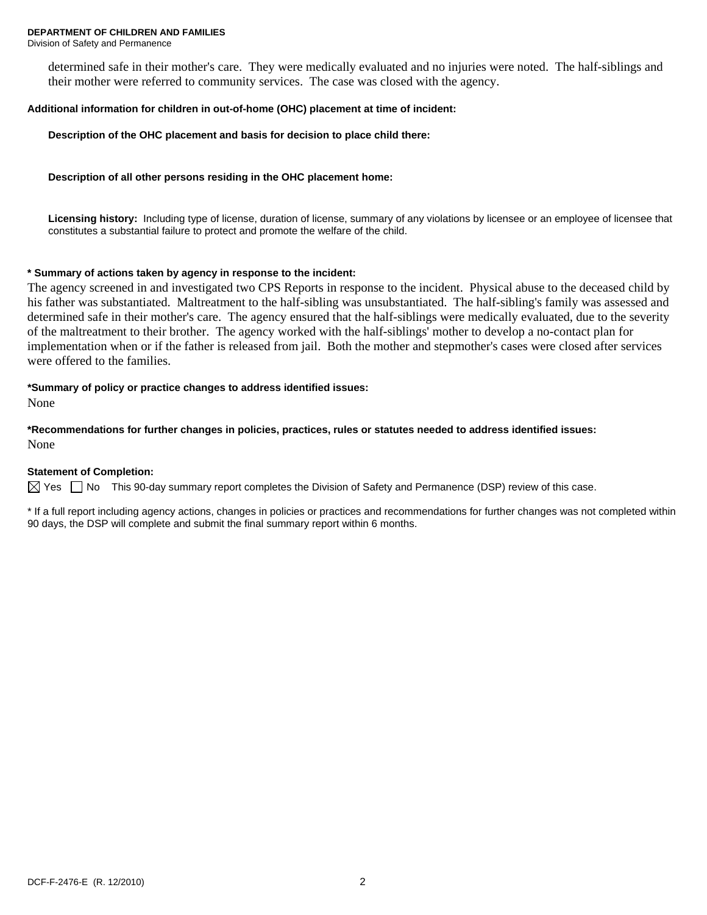determined safe in their mother's care. They were medically evaluated and no injuries were noted. The half-siblings and their mother were referred to community services. The case was closed with the agency.

**Additional information for children in out-of-home (OHC) placement at time of incident:**

**Description of the OHC placement and basis for decision to place child there:**

**Description of all other persons residing in the OHC placement home:**

**Licensing history:** Including type of license, duration of license, summary of any violations by licensee or an employee of licensee that constitutes a substantial failure to protect and promote the welfare of the child.

**\* Summary of actions taken by agency in response to the incident:**

The agency screened in and investigated two CPS Reports in response to the incident. Physical abuse to the deceased child by his father was substantiated. Maltreatment to the half-sibling was unsubstantiated. The half-sibling's family was assessed and determined safe in their mother's care. The agency ensured that the half-siblings were medically evaluated, due to the severity of the maltreatment to their brother. The agency worked with the half-siblings' mother to develop a no-contact plan for implementation when or if the father is released from jail. Both the mother and stepmother's cases were closed after services were offered to the families.

**\*Summary of policy or practice changes to address identified issues:**

None

**\*Recommendations for further changes in policies, practices, rules or statutes needed to address identified issues:**

None

**Statement of Completion:**

☒ Yes ☐ No This 90-day summary report completes the Division of Safety and Permanence (DSP) review of this case.

\* If a full report including agency actions, changes in policies or practices and recommendations for further changes was not completed within 90 days, the DSP will complete and submit the final summary report within 6 months.